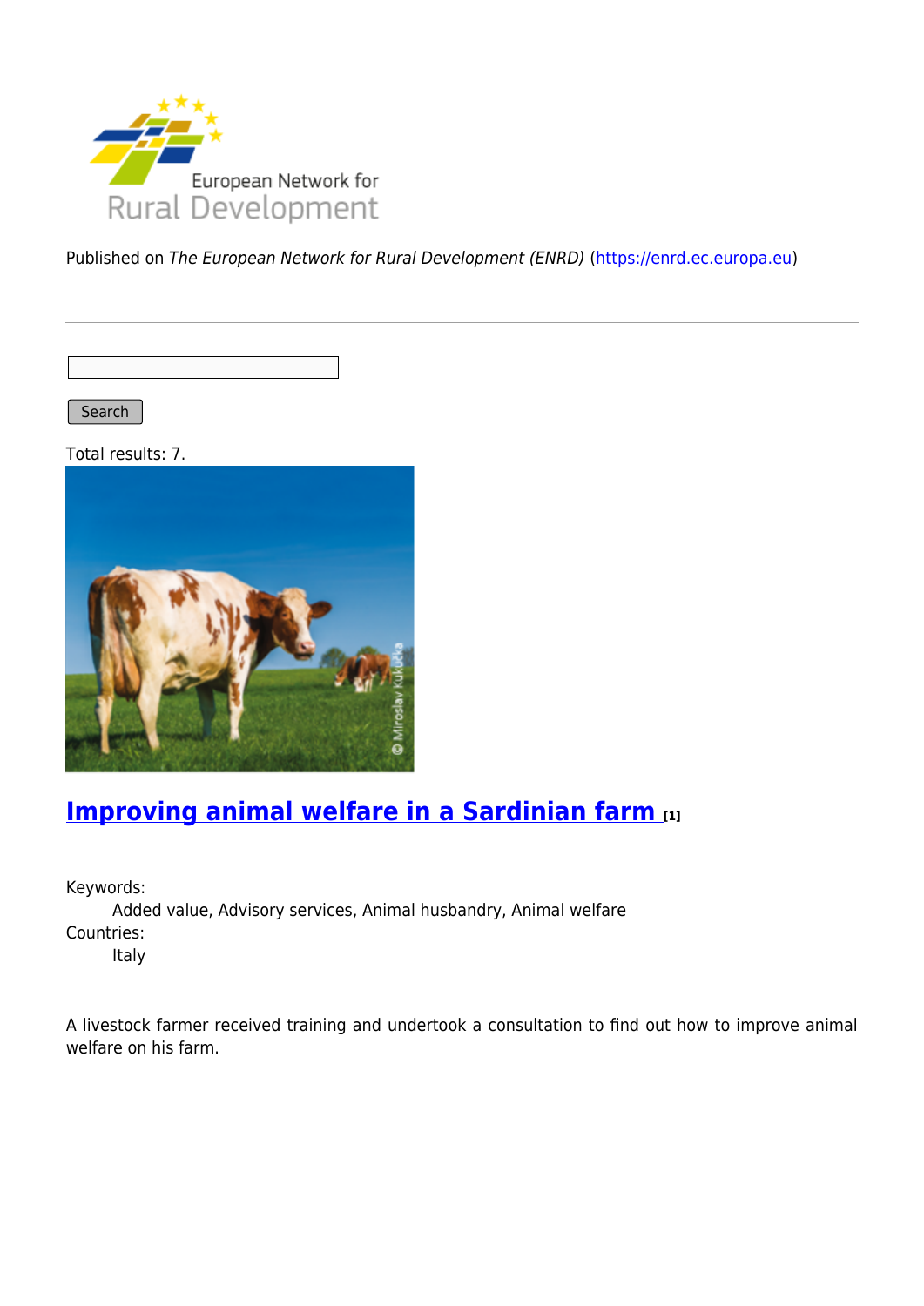Published on *The European Network for Rural Development (ENRD)* (https://enrd.ec.europa.eu)

Search

Total results: 7.

## Improving animal welfare in a Sardinian farm [1]

Keywords:
Added value, Advisory services, Animal husbandry, Animal welfare

Countries:
Italy

A livestock farmer received training and undertook a consultation to find out how to improve animal welfare on his farm.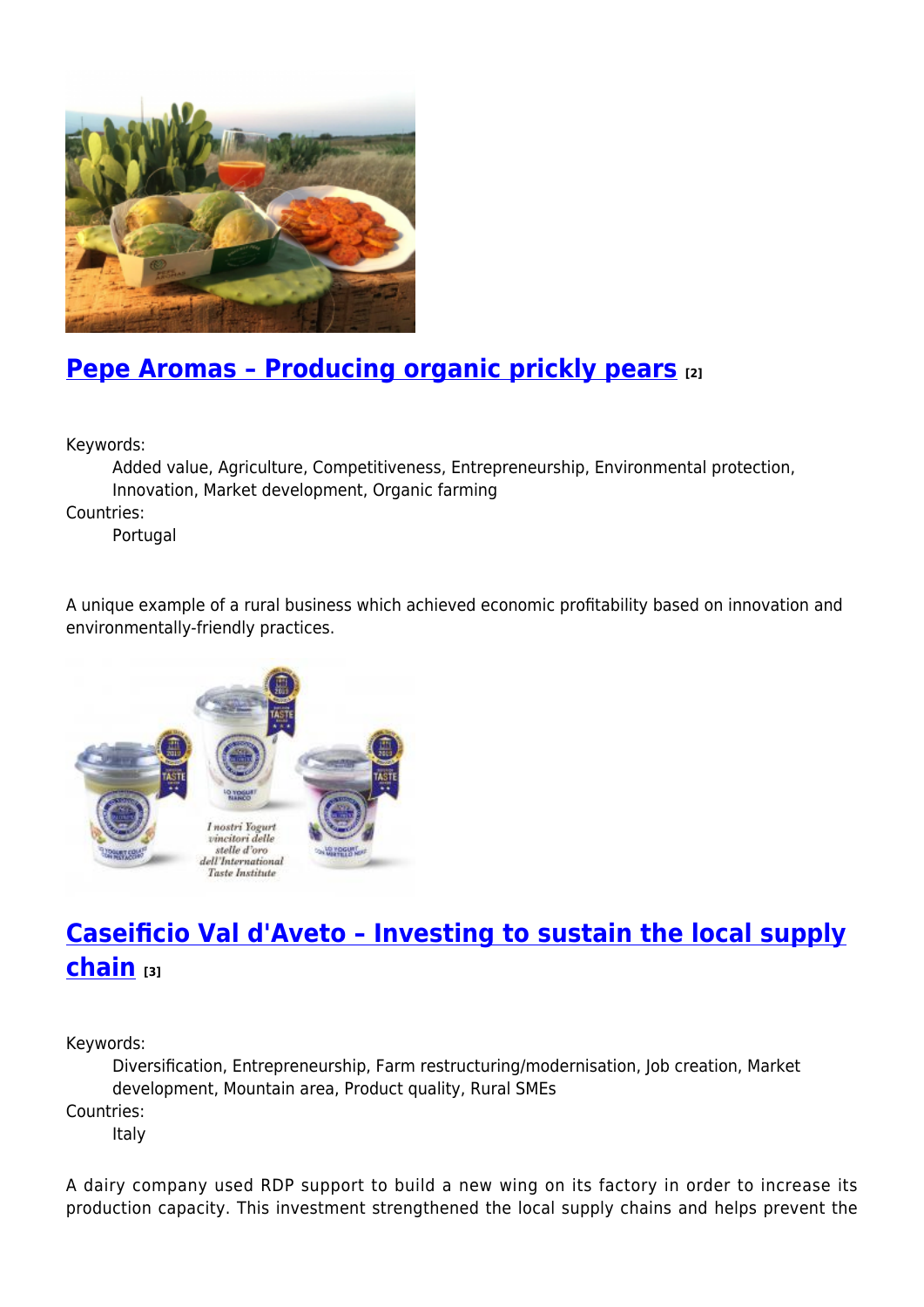## [Pepe Aromas – Producing organic prickly pears](#) [2]

Keywords:
: Added value, Agriculture, Competitiveness, Entrepreneurship, Environmental protection, Innovation, Market development, Organic farming

Countries:
: Portugal

A unique example of a rural business which achieved economic profitability based on innovation and environmentally-friendly practices.

## [Caseificio Val d'Aveto – Investing to sustain the local supply chain](#) [3]

Keywords:
: Diversification, Entrepreneurship, Farm restructuring/modernisation, Job creation, Market development, Mountain area, Product quality, Rural SMEs

Countries:
: Italy

A dairy company used RDP support to build a new wing on its factory in order to increase its production capacity. This investment strengthened the local supply chains and helps prevent the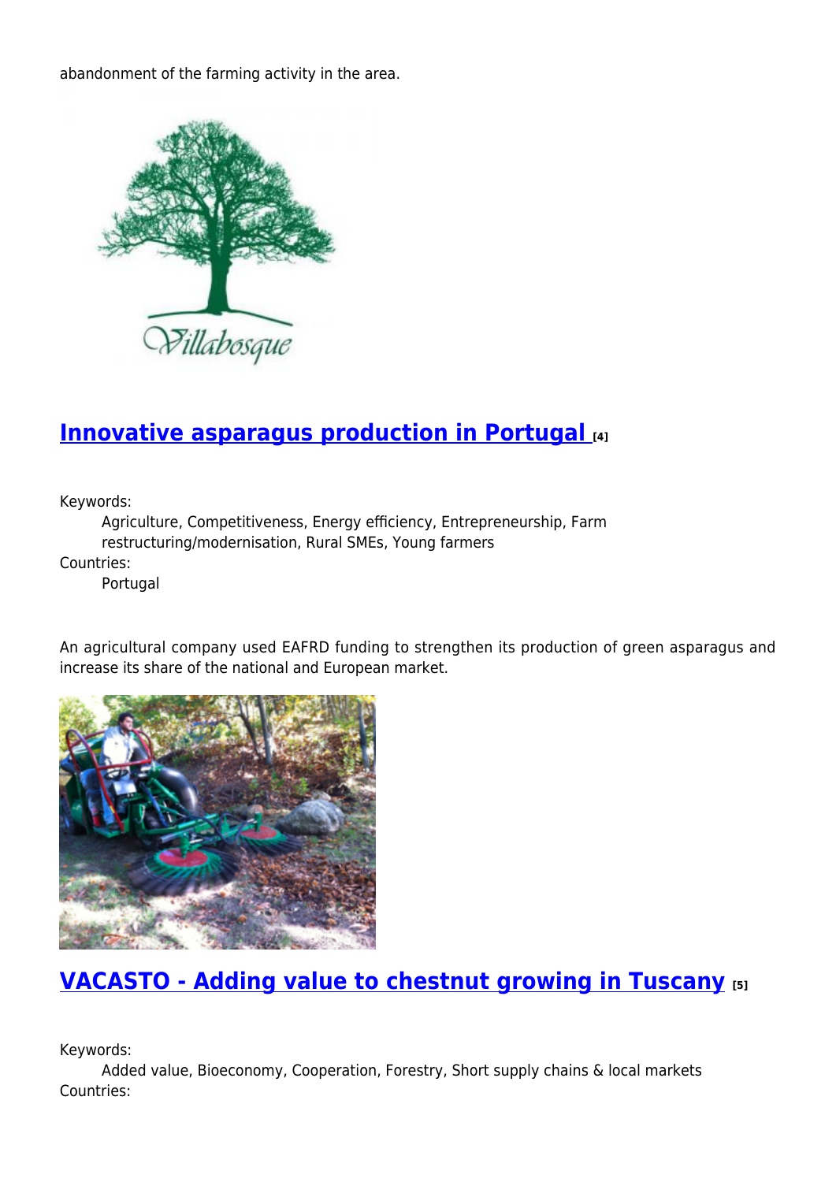abandonment of the farming activity in the area.

## [Innovative asparagus production in Portugal](#) [4]

Keywords:
   Agriculture, Competitiveness, Energy efficiency, Entrepreneurship, Farm restructuring/modernisation, Rural SMEs, Young farmers

Countries:
   Portugal

An agricultural company used EAFRD funding to strengthen its production of green asparagus and increase its share of the national and European market.

## [VACASTO - Adding value to chestnut growing in Tuscany](#) [5]

Keywords:
   Added value, Bioeconomy, Cooperation, Forestry, Short supply chains & local markets

Countries: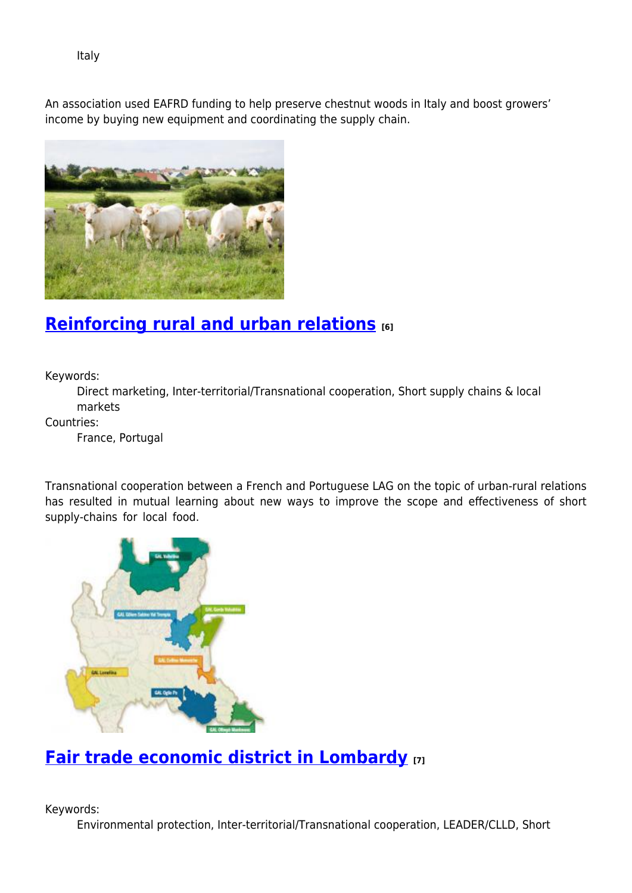Italy

An association used EAFRD funding to help preserve chestnut woods in Italy and boost growers' income by buying new equipment and coordinating the supply chain.

## Reinforcing rural and urban relations [6]

Keywords:
: Direct marketing, Inter-territorial/Transnational cooperation, Short supply chains & local markets

Countries:
: France, Portugal

Transnational cooperation between a French and Portuguese LAG on the topic of urban-rural relations has resulted in mutual learning about new ways to improve the scope and effectiveness of short supply-chains for local food.

## Fair trade economic district in Lombardy [7]

Keywords:
: Environmental protection, Inter-territorial/Transnational cooperation, LEADER/CLLD, Short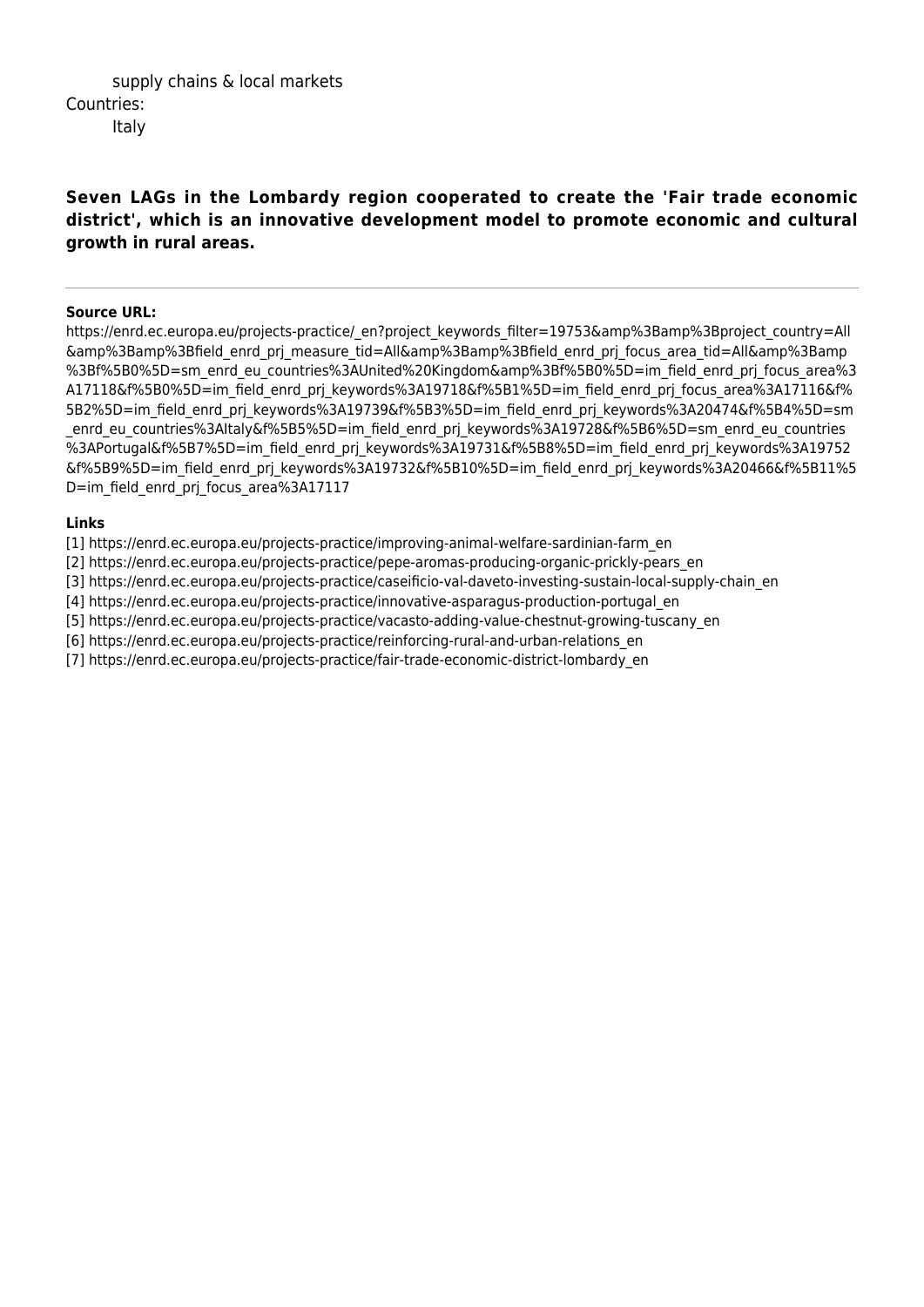supply chains & local markets

Countries:

Italy

**Seven LAGs in the Lombardy region cooperated to create the 'Fair trade economic district', which is an innovative development model to promote economic and cultural growth in rural areas.**

---

**Source URL:**
https://enrd.ec.europa.eu/projects-practice/_en?project_keywords_filter=19753&amp%3Bamp%3Bproject_country=All&amp%3Bamp%3Bfield_enrd_prj_measure_tid=All&amp%3Bamp%3Bfield_enrd_prj_focus_area_tid=All&amp%3Bamp%3Bf%5B0%5D=sm_enrd_eu_countries%3AUnited%20Kingdom&amp%3Bf%5B0%5D=im_field_enrd_prj_focus_area%3A17118&f%5B0%5D=im_field_enrd_prj_keywords%3A19718&f%5B1%5D=im_field_enrd_prj_focus_area%3A17116&f%5B2%5D=im_field_enrd_prj_keywords%3A19739&f%5B3%5D=im_field_enrd_prj_keywords%3A20474&f%5B4%5D=sm_enrd_eu_countries%3AItaly&f%5B5%5D=im_field_enrd_prj_keywords%3A19728&f%5B6%5D=sm_enrd_eu_countries%3APortugal&f%5B7%5D=im_field_enrd_prj_keywords%3A19731&f%5B8%5D=im_field_enrd_prj_keywords%3A19752&f%5B9%5D=im_field_enrd_prj_keywords%3A19732&f%5B10%5D=im_field_enrd_prj_keywords%3A20466&f%5B11%5D=im_field_enrd_prj_focus_area%3A17117

**Links**

[1] https://enrd.ec.europa.eu/projects-practice/improving-animal-welfare-sardinian-farm_en
[2] https://enrd.ec.europa.eu/projects-practice/pepe-aromas-producing-organic-prickly-pears_en
[3] https://enrd.ec.europa.eu/projects-practice/caseificio-val-daveto-investing-sustain-local-supply-chain_en
[4] https://enrd.ec.europa.eu/projects-practice/innovative-asparagus-production-portugal_en
[5] https://enrd.ec.europa.eu/projects-practice/vacasto-adding-value-chestnut-growing-tuscany_en
[6] https://enrd.ec.europa.eu/projects-practice/reinforcing-rural-and-urban-relations_en
[7] https://enrd.ec.europa.eu/projects-practice/fair-trade-economic-district-lombardy_en